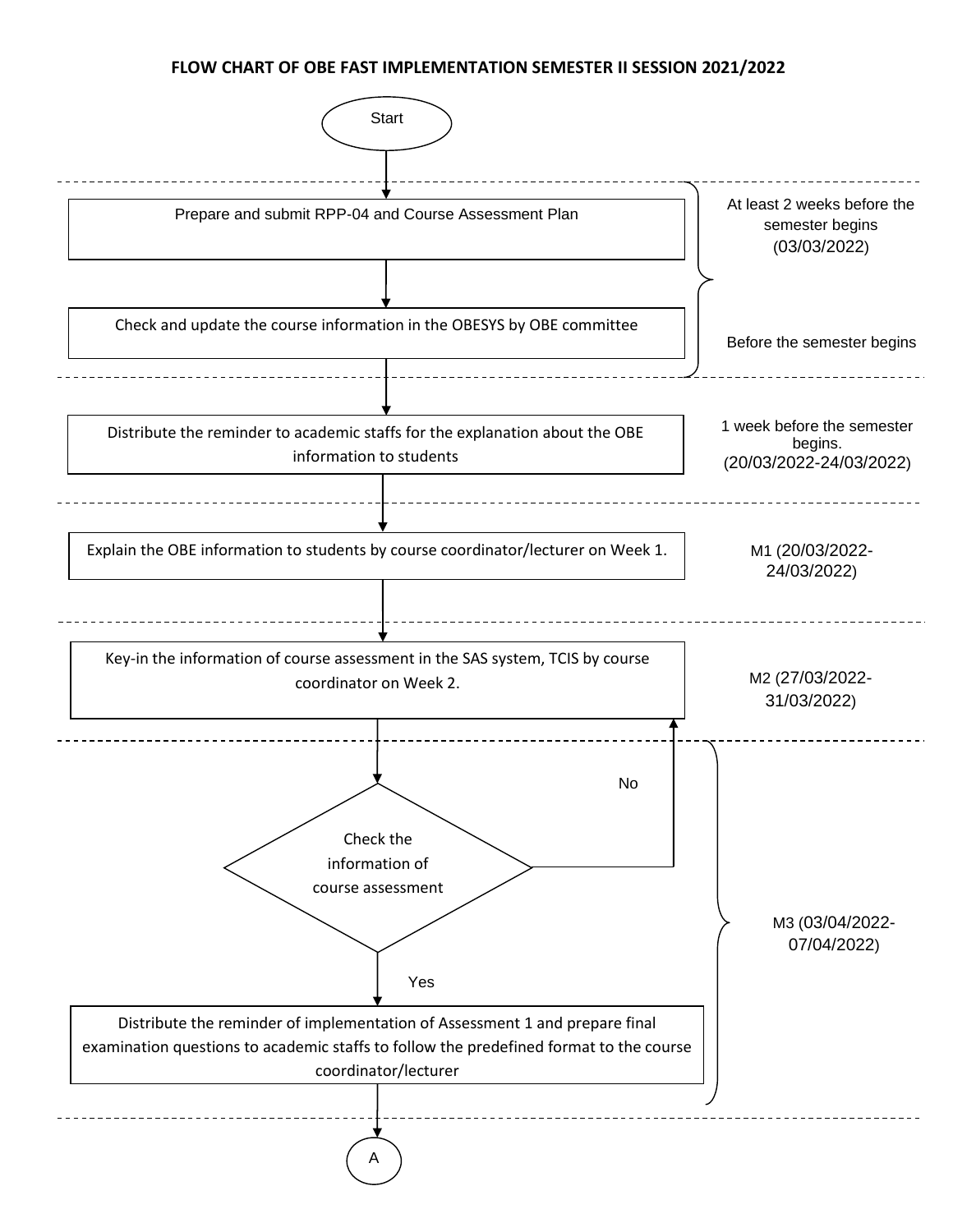# FLOW CHART OF OBE FAST IMPLEMENTATION SEMESTER II SESSION 2021/2022

Start

| Step | Timeline |
| --- | --- |
| Prepare and submit RPP-04 and Course Assessment Plan | At least 2 weeks before the semester begins (03/03/2022) |
| Check and update the course information in the OBESYS by OBE committee | Before the semester begins |
| Distribute the reminder to academic staffs for the explanation about the OBE information to students | 1 week before the semester begins. (20/03/2022-24/03/2022) |
| Explain the OBE information to students by course coordinator/lecturer on Week 1. | M1 (20/03/2022-24/03/2022) |
| Key-in the information of course assessment in the SAS system, TCIS by course coordinator on Week 2. | M2 (27/03/2022-31/03/2022) |
| Check the information of course assessment (No → return to Key-in step; Yes → continue) | M3 (03/04/2022-07/04/2022) |
| Distribute the reminder of implementation of Assessment 1 and prepare final examination questions to academic staffs to follow the predefined format to the course coordinator/lecturer | M3 (03/04/2022-07/04/2022) |

A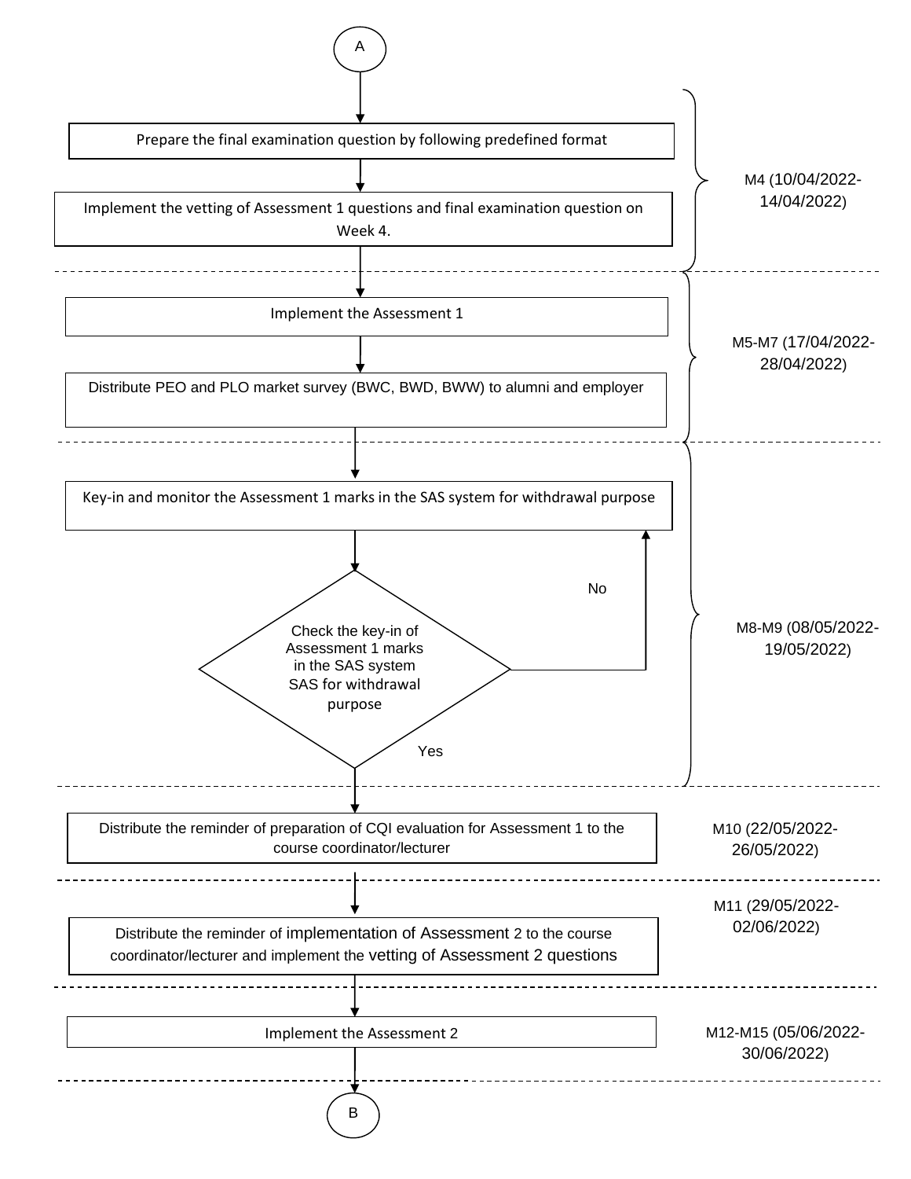A

| Activity | Week (Date) |
| --- | --- |
| Prepare the final examination question by following predefined format | M4 (10/04/2022-14/04/2022) |
| Implement the vetting of Assessment 1 questions and final examination question on Week 4. | M4 (10/04/2022-14/04/2022) |
| Implement the Assessment 1 | M5-M7 (17/04/2022-28/04/2022) |
| Distribute PEO and PLO market survey (BWC, BWD, BWW) to alumni and employer | M5-M7 (17/04/2022-28/04/2022) |
| Key-in and monitor the Assessment 1 marks in the SAS system for withdrawal purpose | M8-M9 (08/05/2022-19/05/2022) |
| Check the key-in of Assessment 1 marks in the SAS system SAS for withdrawal purpose (No: return to key-in and monitor; Yes: proceed) | M8-M9 (08/05/2022-19/05/2022) |
| Distribute the reminder of preparation of CQI evaluation for Assessment 1 to the course coordinator/lecturer | M10 (22/05/2022-26/05/2022) |
| Distribute the reminder of implementation of Assessment 2 to the course coordinator/lecturer and implement the vetting of Assessment 2 questions | M11 (29/05/2022-02/06/2022) |
| Implement the Assessment 2 | M12-M15 (05/06/2022-30/06/2022) |

B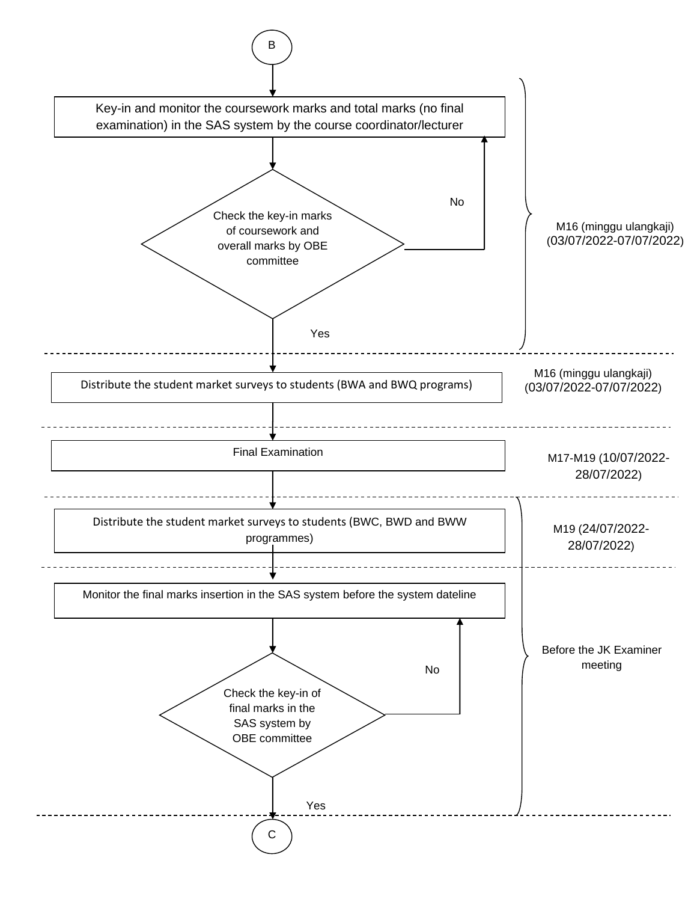B

Key-in and monitor the coursework marks and total marks (no final examination) in the SAS system by the course coordinator/lecturer

Check the key-in marks of coursework and overall marks by OBE committee

No

Yes

M16 (minggu ulangkaji) (03/07/2022-07/07/2022)

---

Distribute the student market surveys to students (BWA and BWQ programs)

M16 (minggu ulangkaji) (03/07/2022-07/07/2022)

---

Final Examination

M17-M19 (10/07/2022-28/07/2022)

---

Distribute the student market surveys to students (BWC, BWD and BWW programmes)

M19 (24/07/2022-28/07/2022)

---

Monitor the final marks insertion in the SAS system before the system dateline

Check the key-in of final marks in the SAS system by OBE committee

No

Yes

Before the JK Examiner meeting

---

C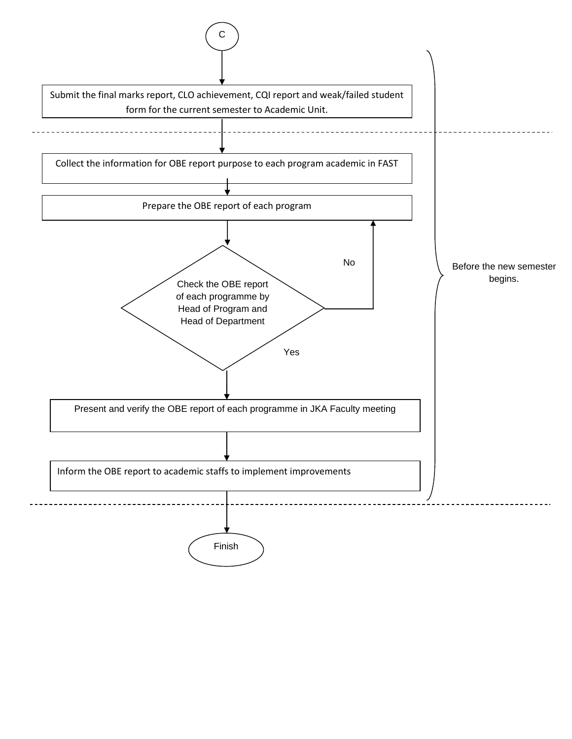C

Submit the final marks report, CLO achievement, CQI report and weak/failed student form for the current semester to Academic Unit.

Collect the information for OBE report purpose to each program academic in FAST

Prepare the OBE report of each program

Check the OBE report of each programme by Head of Program and Head of Department

No

Yes

Present and verify the OBE report of each programme in JKA Faculty meeting

Inform the OBE report to academic staffs to implement improvements

Before the new semester begins.

Finish